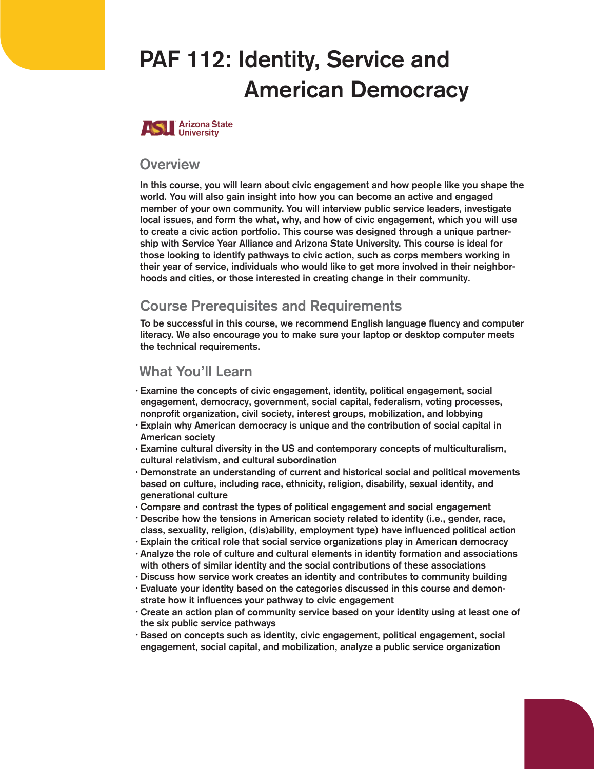# PAF 112: Identity, Service and American Democracy

Arizona State University

## Overview

In this course, you will learn about civic engagement and how people like you shape the world. You will also gain insight into how you can become an active and engaged member of your own community. You will interview public service leaders, investigate local issues, and form the what, why, and how of civic engagement, which you will use to create a civic action portfolio. This course was designed through a unique partnership with Service Year Alliance and Arizona State University. This course is ideal for those looking to identify pathways to civic action, such as corps members working in their year of service, individuals who would like to get more involved in their neighborhoods and cities, or those interested in creating change in their community.

## Course Prerequisites and Requirements

To be successful in this course, we recommend English language fluency and computer literacy. We also encourage you to make sure your laptop or desktop computer meets the technical requirements.

## What You'll Learn

- Examine the concepts of civic engagement, identity, political engagement, social engagement, democracy, government, social capital, federalism, voting processes, nonprofit organization, civil society, interest groups, mobilization, and lobbying
- Explain why American democracy is unique and the contribution of social capital in American society
- Examine cultural diversity in the US and contemporary concepts of multiculturalism, cultural relativism, and cultural subordination
- Demonstrate an understanding of current and historical social and political movements based on culture, including race, ethnicity, religion, disability, sexual identity, and generational culture
- Compare and contrast the types of political engagement and social engagement
- Describe how the tensions in American society related to identity (i.e., gender, race, class, sexuality, religion, (dis)ability, employment type) have influenced political action
- Explain the critical role that social service organizations play in American democracy
- Analyze the role of culture and cultural elements in identity formation and associations with others of similar identity and the social contributions of these associations
- Discuss how service work creates an identity and contributes to community building
- Evaluate your identity based on the categories discussed in this course and demonstrate how it influences your pathway to civic engagement
- Create an action plan of community service based on your identity using at least one of the six public service pathways
- Based on concepts such as identity, civic engagement, political engagement, social engagement, social capital, and mobilization, analyze a public service organization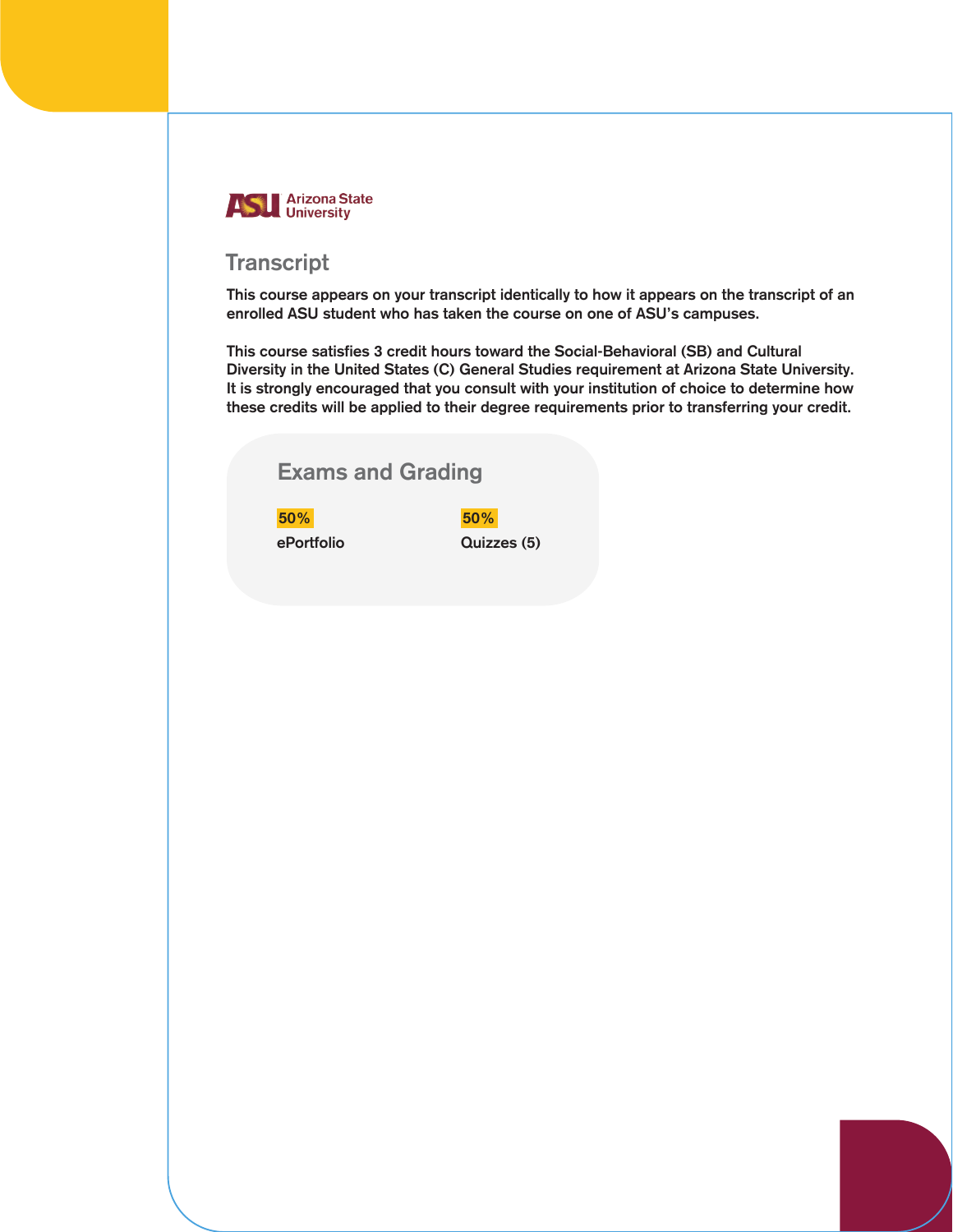Arizona State University

## Transcript

**This course appears on your transcript identically to how it appears on the transcript of an enrolled ASU student who has taken the course on one of ASU's campuses.**

**This course satisfies 3 credit hours toward the Social-Behavioral (SB) and Cultural Diversity in the United States (C) General Studies requirement at Arizona State University. It is strongly encouraged that you consult with your institution of choice to determine how these credits will be applied to their degree requirements prior to transferring your credit.**

### Exams and Grading

| 50% | 50% |
|---|---|
| ePortfolio | Quizzes (5) |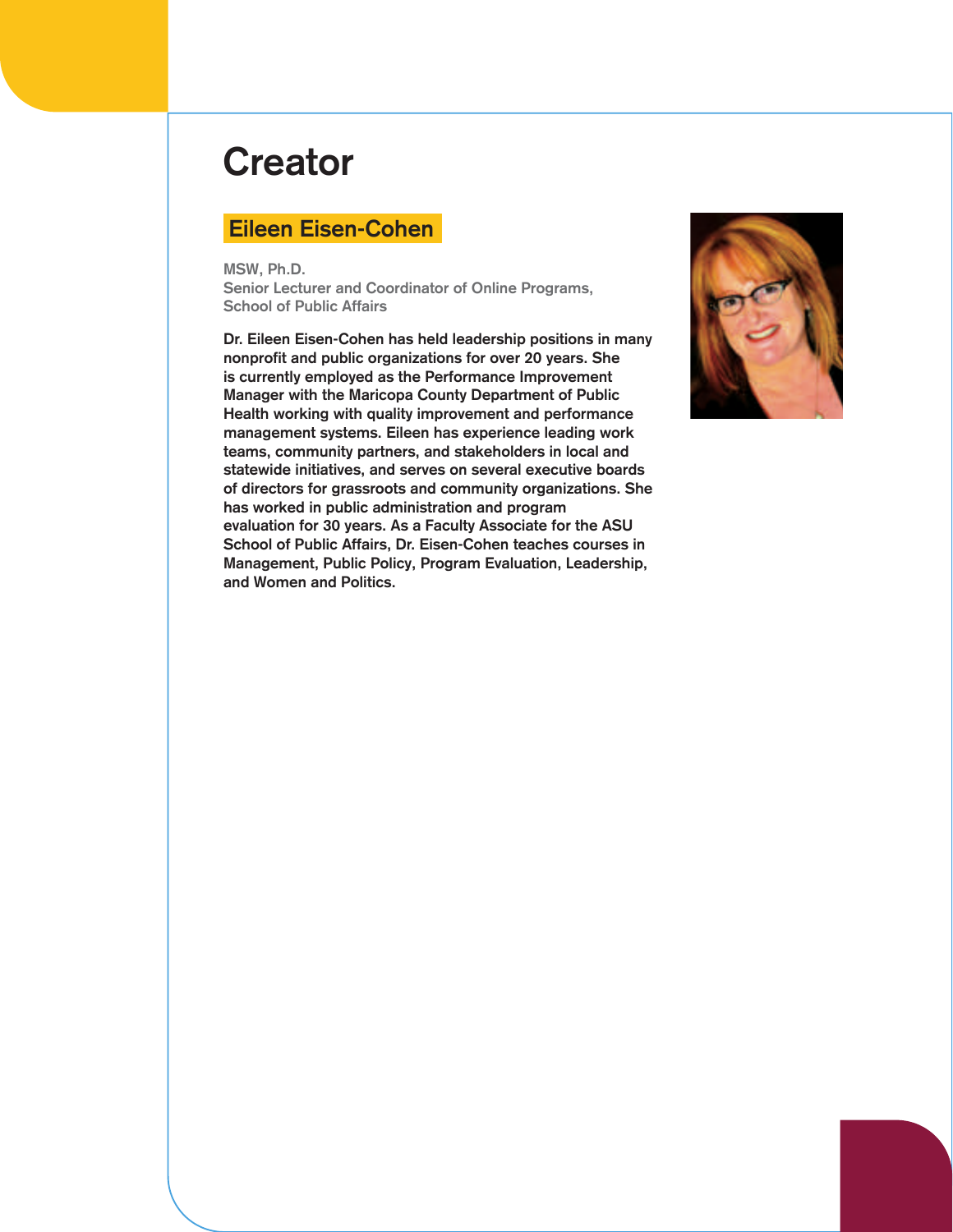# Creator

## Eileen Eisen-Cohen

MSW, Ph.D.
Senior Lecturer and Coordinator of Online Programs,
School of Public Affairs

**Dr. Eileen Eisen-Cohen has held leadership positions in many nonprofit and public organizations for over 20 years. She is currently employed as the Performance Improvement Manager with the Maricopa County Department of Public Health working with quality improvement and performance management systems. Eileen has experience leading work teams, community partners, and stakeholders in local and statewide initiatives, and serves on several executive boards of directors for grassroots and community organizations. She has worked in public administration and program evaluation for 30 years. As a Faculty Associate for the ASU School of Public Affairs, Dr. Eisen-Cohen teaches courses in Management, Public Policy, Program Evaluation, Leadership, and Women and Politics.**